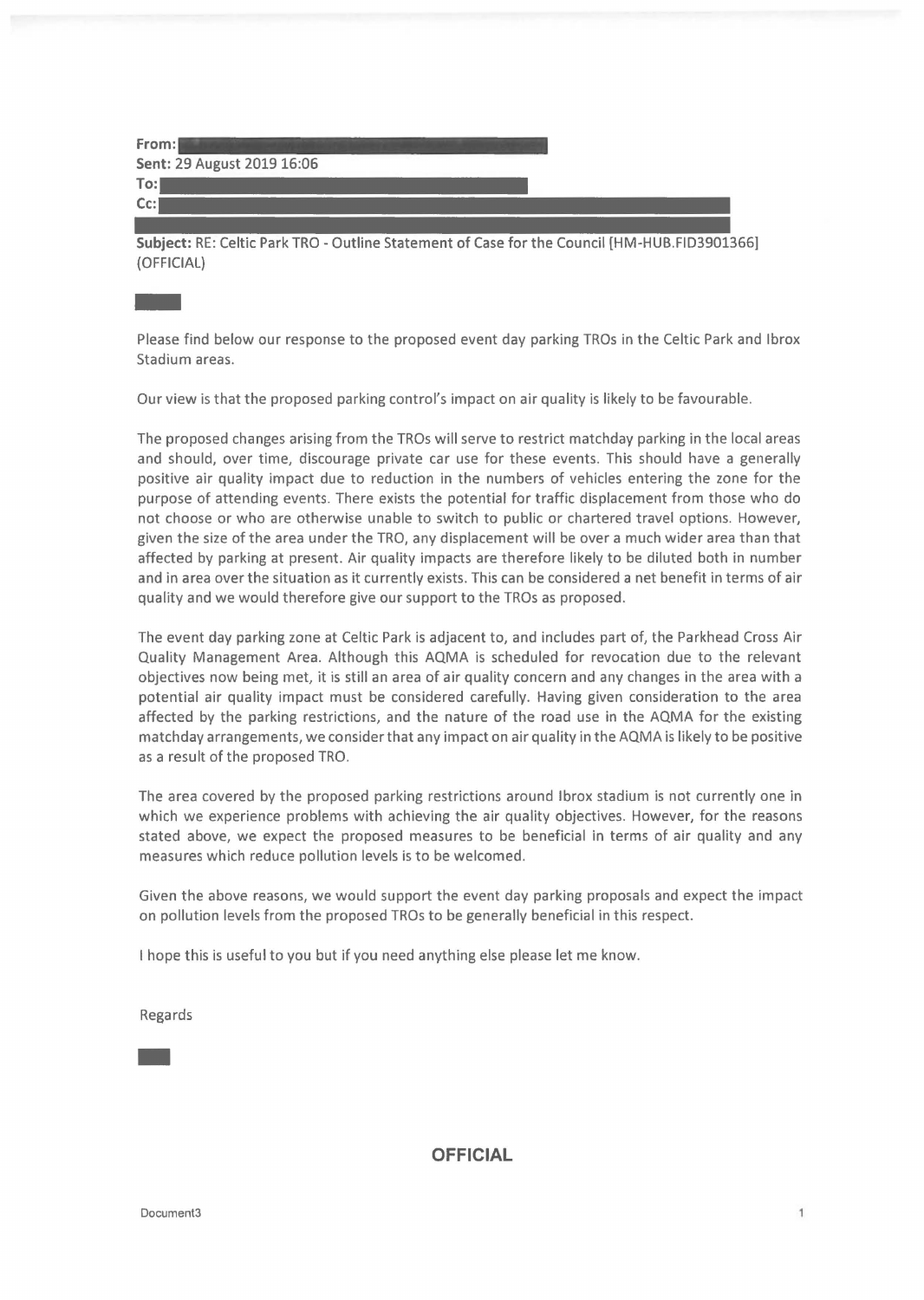**From:**
**Sent:** 29 August 2019 16:06
**To:**
**Cc:**

**Subject:** RE: Celtic Park TRO - Outline Statement of Case for the Council [HM-HUB.FID3901366] (OFFICIAL)

Please find below our response to the proposed event day parking TROs in the Celtic Park and Ibrox Stadium areas.

Our view is that the proposed parking control's impact on air quality is likely to be favourable.

The proposed changes arising from the TROs will serve to restrict matchday parking in the local areas and should, over time, discourage private car use for these events. This should have a generally positive air quality impact due to reduction in the numbers of vehicles entering the zone for the purpose of attending events. There exists the potential for traffic displacement from those who do not choose or who are otherwise unable to switch to public or chartered travel options. However, given the size of the area under the TRO, any displacement will be over a much wider area than that affected by parking at present. Air quality impacts are therefore likely to be diluted both in number and in area over the situation as it currently exists. This can be considered a net benefit in terms of air quality and we would therefore give our support to the TROs as proposed.

The event day parking zone at Celtic Park is adjacent to, and includes part of, the Parkhead Cross Air Quality Management Area. Although this AQMA is scheduled for revocation due to the relevant objectives now being met, it is still an area of air quality concern and any changes in the area with a potential air quality impact must be considered carefully. Having given consideration to the area affected by the parking restrictions, and the nature of the road use in the AQMA for the existing matchday arrangements, we consider that any impact on air quality in the AQMA is likely to be positive as a result of the proposed TRO.

The area covered by the proposed parking restrictions around Ibrox stadium is not currently one in which we experience problems with achieving the air quality objectives. However, for the reasons stated above, we expect the proposed measures to be beneficial in terms of air quality and any measures which reduce pollution levels is to be welcomed.

Given the above reasons, we would support the event day parking proposals and expect the impact on pollution levels from the proposed TROs to be generally beneficial in this respect.

I hope this is useful to you but if you need anything else please let me know.

Regards

**OFFICIAL**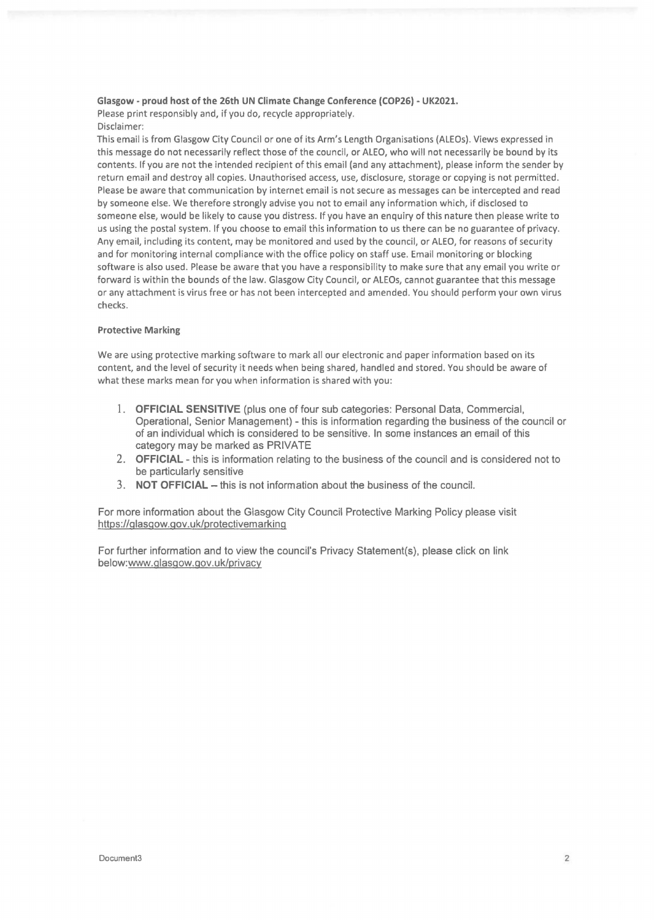**Glasgow - proud host of the 26th UN Climate Change Conference (COP26) - UK2021.**
Please print responsibly and, if you do, recycle appropriately.
Disclaimer:
This email is from Glasgow City Council or one of its Arm's Length Organisations (ALEOs). Views expressed in this message do not necessarily reflect those of the council, or ALEO, who will not necessarily be bound by its contents. If you are not the intended recipient of this email (and any attachment), please inform the sender by return email and destroy all copies. Unauthorised access, use, disclosure, storage or copying is not permitted. Please be aware that communication by internet email is not secure as messages can be intercepted and read by someone else. We therefore strongly advise you not to email any information which, if disclosed to someone else, would be likely to cause you distress. If you have an enquiry of this nature then please write to us using the postal system. If you choose to email this information to us there can be no guarantee of privacy. Any email, including its content, may be monitored and used by the council, or ALEO, for reasons of security and for monitoring internal compliance with the office policy on staff use. Email monitoring or blocking software is also used. Please be aware that you have a responsibility to make sure that any email you write or forward is within the bounds of the law. Glasgow City Council, or ALEOs, cannot guarantee that this message or any attachment is virus free or has not been intercepted and amended. You should perform your own virus checks.

**Protective Marking**

We are using protective marking software to mark all our electronic and paper information based on its content, and the level of security it needs when being shared, handled and stored. You should be aware of what these marks mean for you when information is shared with you:

1. **OFFICIAL SENSITIVE** (plus one of four sub categories: Personal Data, Commercial, Operational, Senior Management) - this is information regarding the business of the council or of an individual which is considered to be sensitive. In some instances an email of this category may be marked as PRIVATE
2. **OFFICIAL** - this is information relating to the business of the council and is considered not to be particularly sensitive
3. **NOT OFFICIAL** – this is not information about the business of the council.

For more information about the Glasgow City Council Protective Marking Policy please visit https://glasgow.gov.uk/protectivemarking

For further information and to view the council's Privacy Statement(s), please click on link below:www.glasgow.gov.uk/privacy